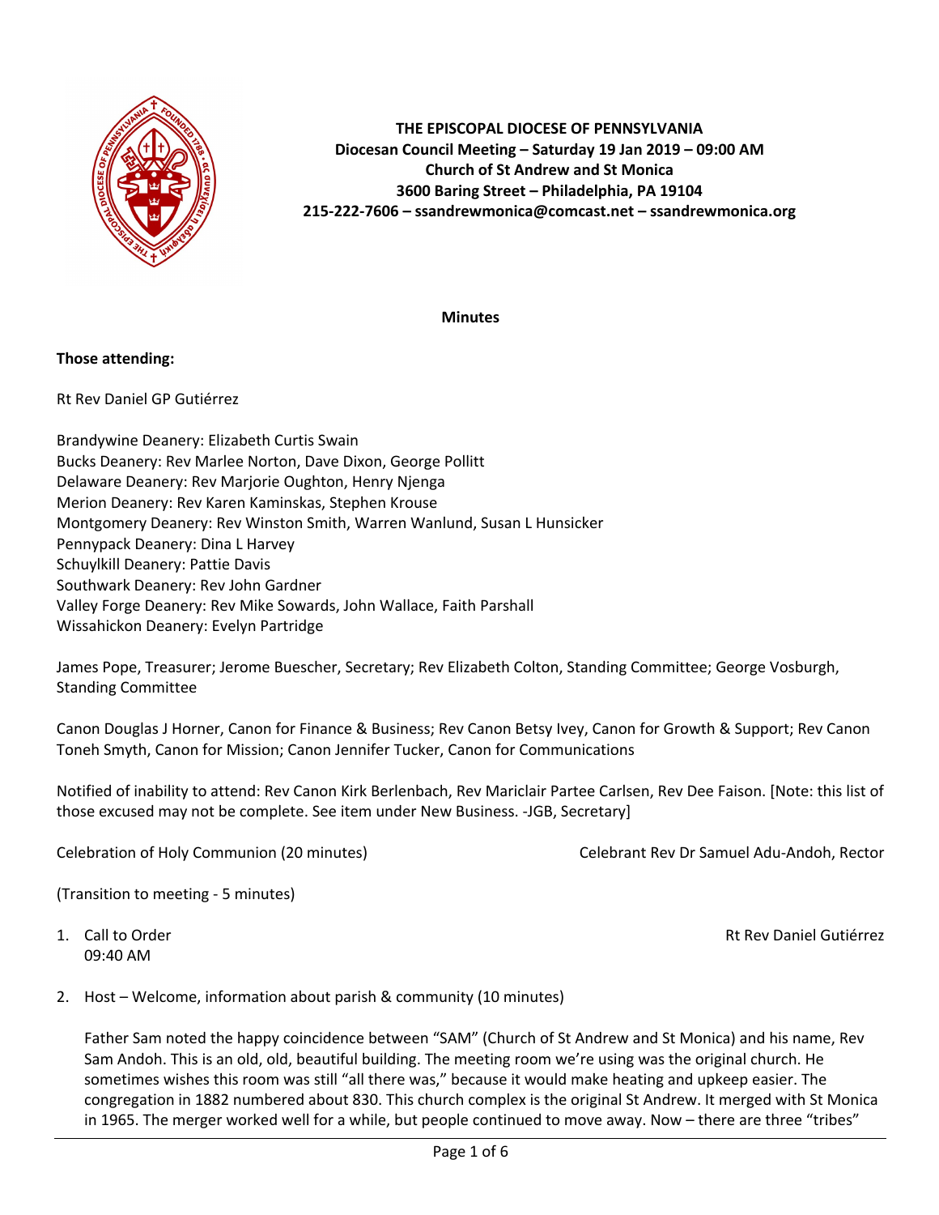**THE EPISCOPAL DIOCESE OF PENNSYLVANIA**
**Diocesan Council Meeting – Saturday 19 Jan 2019 – 09:00 AM**
**Church of St Andrew and St Monica**
**3600 Baring Street – Philadelphia, PA 19104**
**215-222-7606 – ssandrewmonica@comcast.net – ssandrewmonica.org**

**Minutes**

**Those attending:**

Rt Rev Daniel GP Gutiérrez

Brandywine Deanery: Elizabeth Curtis Swain
Bucks Deanery: Rev Marlee Norton, Dave Dixon, George Pollitt
Delaware Deanery: Rev Marjorie Oughton, Henry Njenga
Merion Deanery: Rev Karen Kaminskas, Stephen Krouse
Montgomery Deanery: Rev Winston Smith, Warren Wanlund, Susan L Hunsicker
Pennypack Deanery: Dina L Harvey
Schuylkill Deanery: Pattie Davis
Southwark Deanery: Rev John Gardner
Valley Forge Deanery: Rev Mike Sowards, John Wallace, Faith Parshall
Wissahickon Deanery: Evelyn Partridge

James Pope, Treasurer; Jerome Buescher, Secretary; Rev Elizabeth Colton, Standing Committee; George Vosburgh, Standing Committee

Canon Douglas J Horner, Canon for Finance & Business; Rev Canon Betsy Ivey, Canon for Growth & Support; Rev Canon Toneh Smyth, Canon for Mission; Canon Jennifer Tucker, Canon for Communications

Notified of inability to attend: Rev Canon Kirk Berlenbach, Rev Mariclair Partee Carlsen, Rev Dee Faison. [Note: this list of those excused may not be complete. See item under New Business. -JGB, Secretary]

Celebration of Holy Communion (20 minutes) — Celebrant Rev Dr Samuel Adu-Andoh, Rector

(Transition to meeting - 5 minutes)

1. Call to Order — Rt Rev Daniel Gutiérrez
   09:40 AM

2. Host – Welcome, information about parish & community (10 minutes)

   Father Sam noted the happy coincidence between "SAM" (Church of St Andrew and St Monica) and his name, Rev Sam Andoh. This is an old, old, beautiful building. The meeting room we're using was the original church. He sometimes wishes this room was still "all there was," because it would make heating and upkeep easier. The congregation in 1882 numbered about 830. This church complex is the original St Andrew. It merged with St Monica in 1965. The merger worked well for a while, but people continued to move away. Now – there are three "tribes"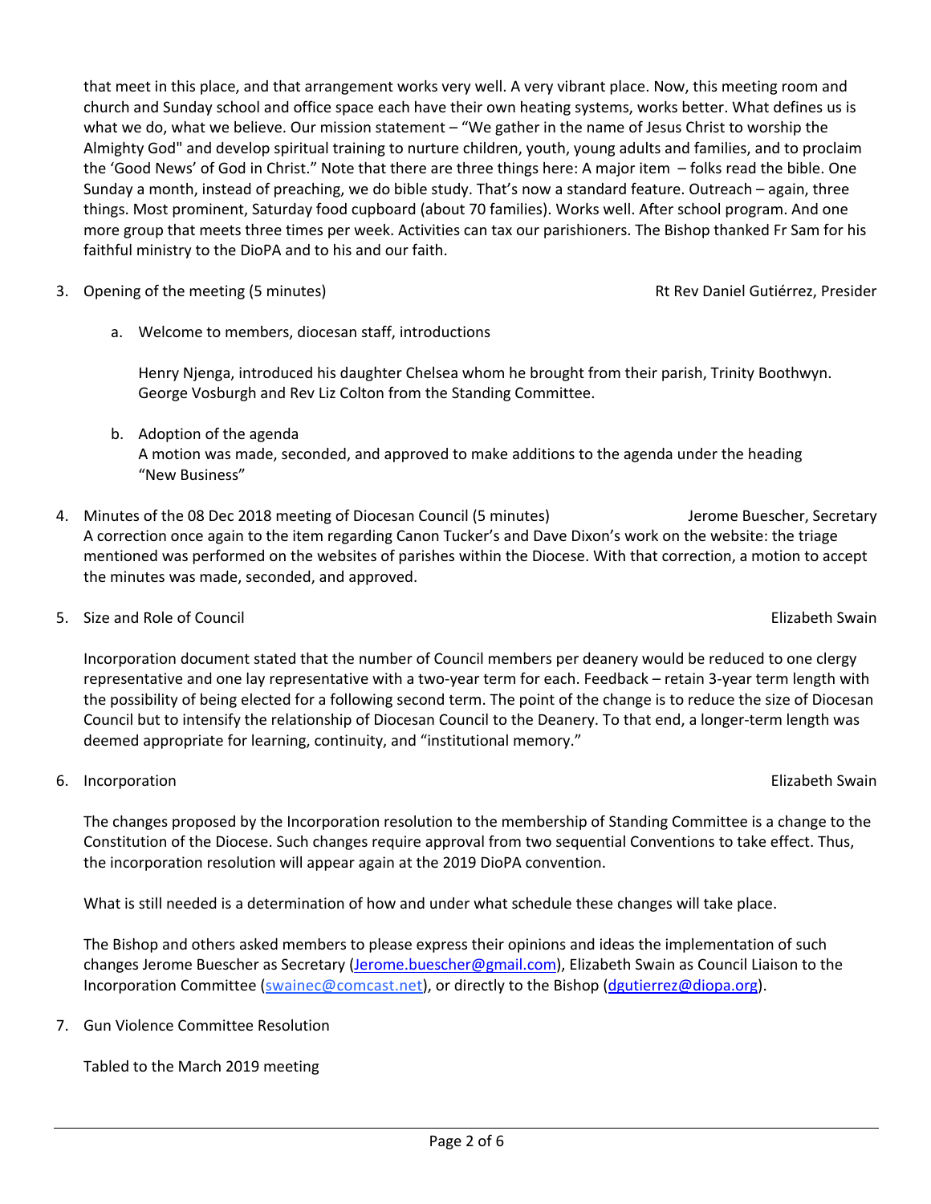that meet in this place, and that arrangement works very well. A very vibrant place. Now, this meeting room and church and Sunday school and office space each have their own heating systems, works better. What defines us is what we do, what we believe. Our mission statement – "We gather in the name of Jesus Christ to worship the Almighty God" and develop spiritual training to nurture children, youth, young adults and families, and to proclaim the 'Good News' of God in Christ." Note that there are three things here: A major item – folks read the bible. One Sunday a month, instead of preaching, we do bible study. That's now a standard feature. Outreach – again, three things. Most prominent, Saturday food cupboard (about 70 families). Works well. After school program. And one more group that meets three times per week. Activities can tax our parishioners. The Bishop thanked Fr Sam for his faithful ministry to the DioPA and to his and our faith.

3. Opening of the meeting (5 minutes) — Rt Rev Daniel Gutiérrez, Presider

   a. Welcome to members, diocesan staff, introductions

      Henry Njenga, introduced his daughter Chelsea whom he brought from their parish, Trinity Boothwyn. George Vosburgh and Rev Liz Colton from the Standing Committee.

   b. Adoption of the agenda
      A motion was made, seconded, and approved to make additions to the agenda under the heading "New Business"

4. Minutes of the 08 Dec 2018 meeting of Diocesan Council (5 minutes) — Jerome Buescher, Secretary
   A correction once again to the item regarding Canon Tucker's and Dave Dixon's work on the website: the triage mentioned was performed on the websites of parishes within the Diocese. With that correction, a motion to accept the minutes was made, seconded, and approved.

5. Size and Role of Council — Elizabeth Swain

   Incorporation document stated that the number of Council members per deanery would be reduced to one clergy representative and one lay representative with a two-year term for each. Feedback – retain 3-year term length with the possibility of being elected for a following second term. The point of the change is to reduce the size of Diocesan Council but to intensify the relationship of Diocesan Council to the Deanery. To that end, a longer-term length was deemed appropriate for learning, continuity, and "institutional memory."

6. Incorporation — Elizabeth Swain

   The changes proposed by the Incorporation resolution to the membership of Standing Committee is a change to the Constitution of the Diocese. Such changes require approval from two sequential Conventions to take effect. Thus, the incorporation resolution will appear again at the 2019 DioPA convention.

   What is still needed is a determination of how and under what schedule these changes will take place.

   The Bishop and others asked members to please express their opinions and ideas the implementation of such changes Jerome Buescher as Secretary (Jerome.buescher@gmail.com), Elizabeth Swain as Council Liaison to the Incorporation Committee (swainec@comcast.net), or directly to the Bishop (dgutierrez@diopa.org).

7. Gun Violence Committee Resolution

   Tabled to the March 2019 meeting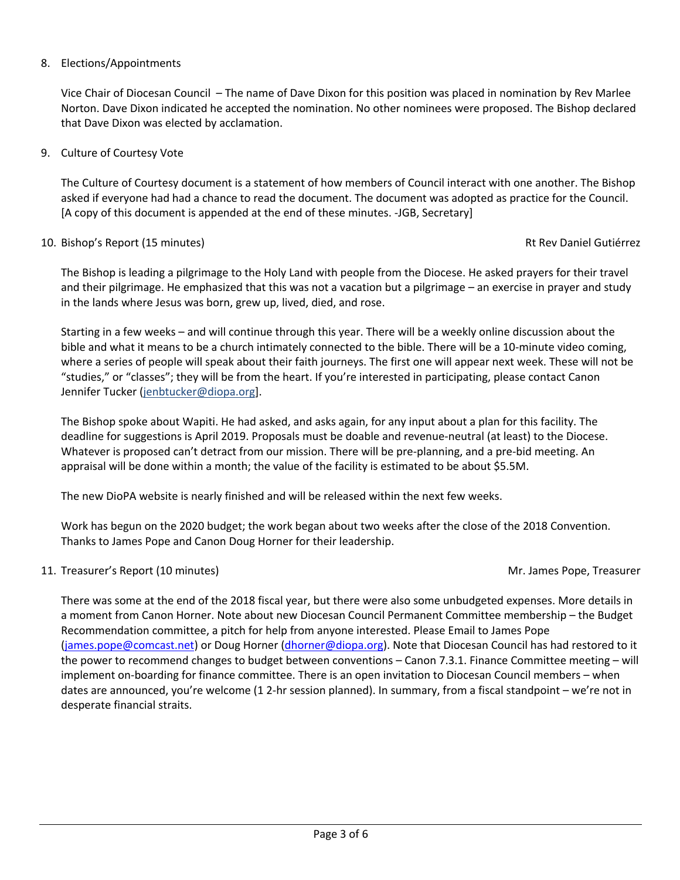8. Elections/Appointments

   Vice Chair of Diocesan Council – The name of Dave Dixon for this position was placed in nomination by Rev Marlee Norton. Dave Dixon indicated he accepted the nomination. No other nominees were proposed. The Bishop declared that Dave Dixon was elected by acclamation.

9. Culture of Courtesy Vote

   The Culture of Courtesy document is a statement of how members of Council interact with one another. The Bishop asked if everyone had had a chance to read the document. The document was adopted as practice for the Council. [A copy of this document is appended at the end of these minutes. -JGB, Secretary]

10. Bishop's Report (15 minutes) — Rt Rev Daniel Gutiérrez

    The Bishop is leading a pilgrimage to the Holy Land with people from the Diocese. He asked prayers for their travel and their pilgrimage. He emphasized that this was not a vacation but a pilgrimage – an exercise in prayer and study in the lands where Jesus was born, grew up, lived, died, and rose.

    Starting in a few weeks – and will continue through this year. There will be a weekly online discussion about the bible and what it means to be a church intimately connected to the bible. There will be a 10-minute video coming, where a series of people will speak about their faith journeys. The first one will appear next week. These will not be "studies," or "classes"; they will be from the heart. If you're interested in participating, please contact Canon Jennifer Tucker (jenbtucker@diopa.org].

    The Bishop spoke about Wapiti. He had asked, and asks again, for any input about a plan for this facility. The deadline for suggestions is April 2019. Proposals must be doable and revenue-neutral (at least) to the Diocese. Whatever is proposed can't detract from our mission. There will be pre-planning, and a pre-bid meeting. An appraisal will be done within a month; the value of the facility is estimated to be about $5.5M.

    The new DioPA website is nearly finished and will be released within the next few weeks.

    Work has begun on the 2020 budget; the work began about two weeks after the close of the 2018 Convention. Thanks to James Pope and Canon Doug Horner for their leadership.

11. Treasurer's Report (10 minutes) — Mr. James Pope, Treasurer

    There was some at the end of the 2018 fiscal year, but there were also some unbudgeted expenses. More details in a moment from Canon Horner. Note about new Diocesan Council Permanent Committee membership – the Budget Recommendation committee, a pitch for help from anyone interested. Please Email to James Pope (james.pope@comcast.net) or Doug Horner (dhorner@diopa.org). Note that Diocesan Council has had restored to it the power to recommend changes to budget between conventions – Canon 7.3.1. Finance Committee meeting – will implement on-boarding for finance committee. There is an open invitation to Diocesan Council members – when dates are announced, you're welcome (1 2-hr session planned). In summary, from a fiscal standpoint – we're not in desperate financial straits.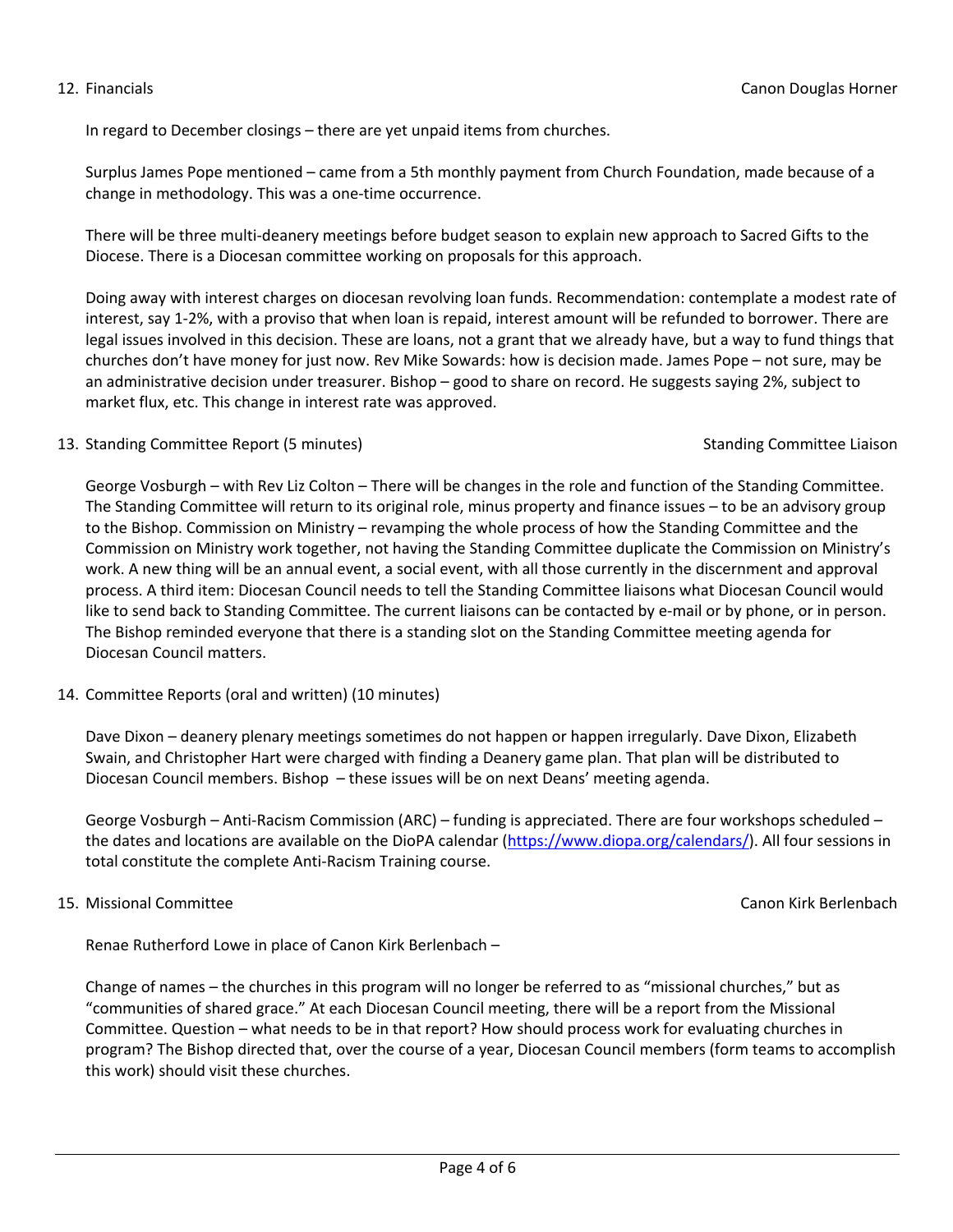12. Financials — Canon Douglas Horner

In regard to December closings – there are yet unpaid items from churches.

Surplus James Pope mentioned – came from a 5th monthly payment from Church Foundation, made because of a change in methodology. This was a one-time occurrence.

There will be three multi-deanery meetings before budget season to explain new approach to Sacred Gifts to the Diocese. There is a Diocesan committee working on proposals for this approach.

Doing away with interest charges on diocesan revolving loan funds. Recommendation: contemplate a modest rate of interest, say 1-2%, with a proviso that when loan is repaid, interest amount will be refunded to borrower. There are legal issues involved in this decision. These are loans, not a grant that we already have, but a way to fund things that churches don't have money for just now. Rev Mike Sowards: how is decision made. James Pope – not sure, may be an administrative decision under treasurer. Bishop – good to share on record. He suggests saying 2%, subject to market flux, etc. This change in interest rate was approved.

13. Standing Committee Report (5 minutes) — Standing Committee Liaison

George Vosburgh – with Rev Liz Colton – There will be changes in the role and function of the Standing Committee. The Standing Committee will return to its original role, minus property and finance issues – to be an advisory group to the Bishop. Commission on Ministry – revamping the whole process of how the Standing Committee and the Commission on Ministry work together, not having the Standing Committee duplicate the Commission on Ministry's work. A new thing will be an annual event, a social event, with all those currently in the discernment and approval process. A third item: Diocesan Council needs to tell the Standing Committee liaisons what Diocesan Council would like to send back to Standing Committee. The current liaisons can be contacted by e-mail or by phone, or in person. The Bishop reminded everyone that there is a standing slot on the Standing Committee meeting agenda for Diocesan Council matters.

14. Committee Reports (oral and written) (10 minutes)

Dave Dixon – deanery plenary meetings sometimes do not happen or happen irregularly. Dave Dixon, Elizabeth Swain, and Christopher Hart were charged with finding a Deanery game plan. That plan will be distributed to Diocesan Council members. Bishop – these issues will be on next Deans' meeting agenda.

George Vosburgh – Anti-Racism Commission (ARC) – funding is appreciated. There are four workshops scheduled – the dates and locations are available on the DioPA calendar (https://www.diopa.org/calendars/). All four sessions in total constitute the complete Anti-Racism Training course.

15. Missional Committee — Canon Kirk Berlenbach

Renae Rutherford Lowe in place of Canon Kirk Berlenbach –

Change of names – the churches in this program will no longer be referred to as "missional churches," but as "communities of shared grace." At each Diocesan Council meeting, there will be a report from the Missional Committee. Question – what needs to be in that report? How should process work for evaluating churches in program? The Bishop directed that, over the course of a year, Diocesan Council members (form teams to accomplish this work) should visit these churches.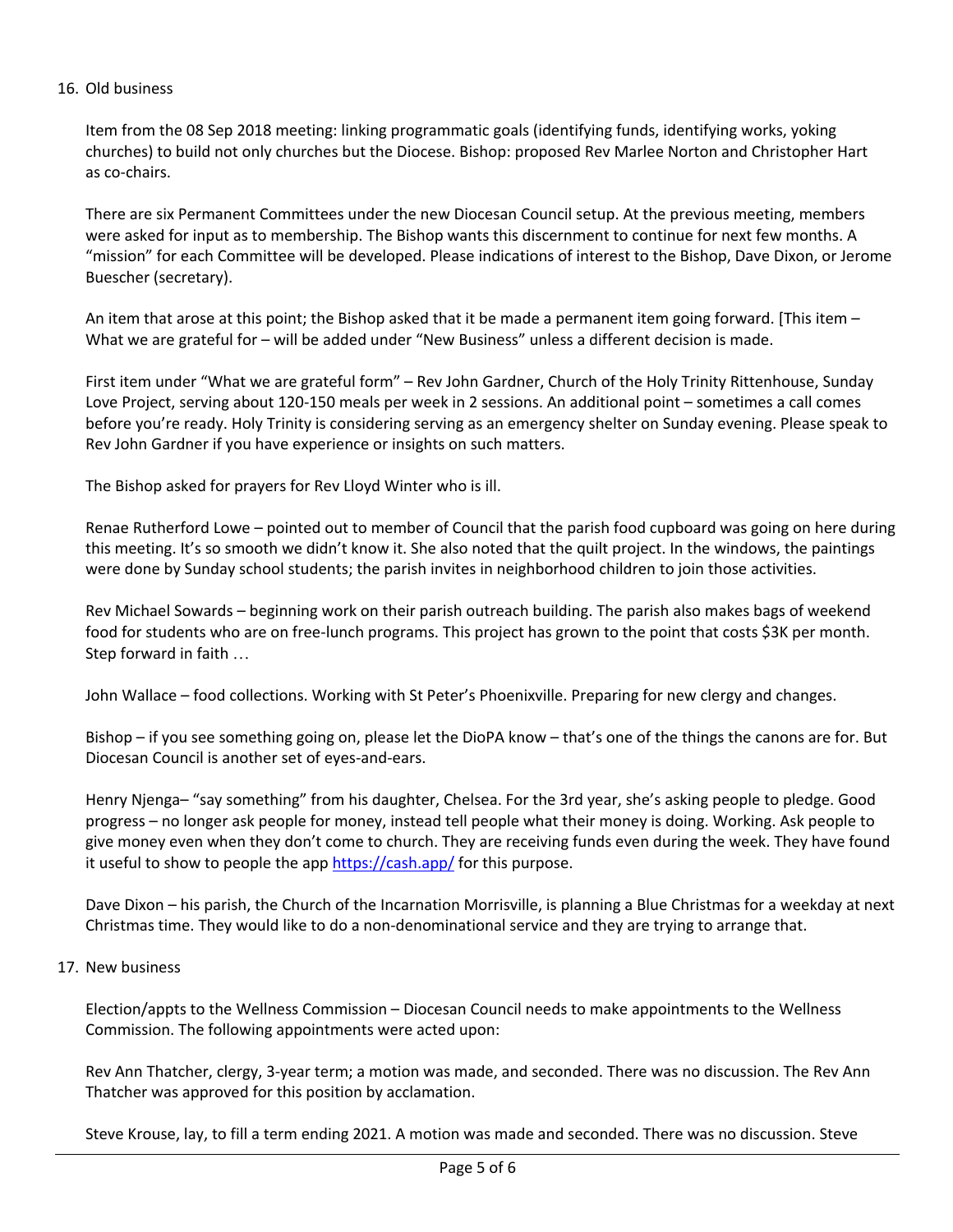16. Old business

    Item from the 08 Sep 2018 meeting: linking programmatic goals (identifying funds, identifying works, yoking churches) to build not only churches but the Diocese. Bishop: proposed Rev Marlee Norton and Christopher Hart as co-chairs.

    There are six Permanent Committees under the new Diocesan Council setup. At the previous meeting, members were asked for input as to membership. The Bishop wants this discernment to continue for next few months. A "mission" for each Committee will be developed. Please indications of interest to the Bishop, Dave Dixon, or Jerome Buescher (secretary).

    An item that arose at this point; the Bishop asked that it be made a permanent item going forward. [This item – What we are grateful for – will be added under "New Business" unless a different decision is made.

    First item under "What we are grateful form" – Rev John Gardner, Church of the Holy Trinity Rittenhouse, Sunday Love Project, serving about 120-150 meals per week in 2 sessions. An additional point – sometimes a call comes before you're ready. Holy Trinity is considering serving as an emergency shelter on Sunday evening. Please speak to Rev John Gardner if you have experience or insights on such matters.

    The Bishop asked for prayers for Rev Lloyd Winter who is ill.

    Renae Rutherford Lowe – pointed out to member of Council that the parish food cupboard was going on here during this meeting. It's so smooth we didn't know it. She also noted that the quilt project. In the windows, the paintings were done by Sunday school students; the parish invites in neighborhood children to join those activities.

    Rev Michael Sowards – beginning work on their parish outreach building. The parish also makes bags of weekend food for students who are on free-lunch programs. This project has grown to the point that costs $3K per month. Step forward in faith …

    John Wallace – food collections. Working with St Peter's Phoenixville. Preparing for new clergy and changes.

    Bishop – if you see something going on, please let the DioPA know – that's one of the things the canons are for. But Diocesan Council is another set of eyes-and-ears.

    Henry Njenga– "say something" from his daughter, Chelsea. For the 3rd year, she's asking people to pledge. Good progress – no longer ask people for money, instead tell people what their money is doing. Working. Ask people to give money even when they don't come to church. They are receiving funds even during the week. They have found it useful to show to people the app https://cash.app/ for this purpose.

    Dave Dixon – his parish, the Church of the Incarnation Morrisville, is planning a Blue Christmas for a weekday at next Christmas time. They would like to do a non-denominational service and they are trying to arrange that.

17. New business

    Election/appts to the Wellness Commission – Diocesan Council needs to make appointments to the Wellness Commission. The following appointments were acted upon:

    Rev Ann Thatcher, clergy, 3-year term; a motion was made, and seconded. There was no discussion. The Rev Ann Thatcher was approved for this position by acclamation.

    Steve Krouse, lay, to fill a term ending 2021. A motion was made and seconded. There was no discussion. Steve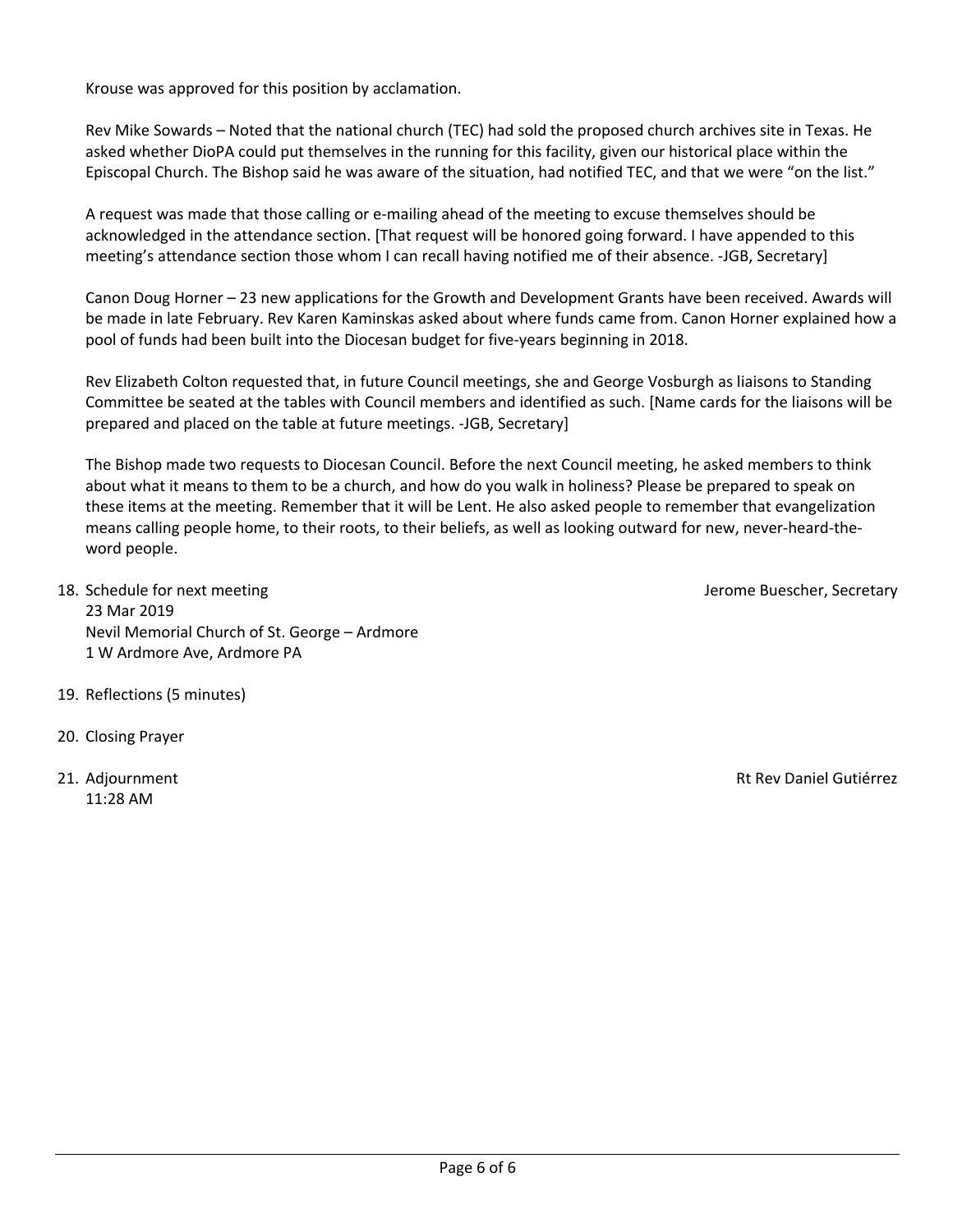Krouse was approved for this position by acclamation.

Rev Mike Sowards – Noted that the national church (TEC) had sold the proposed church archives site in Texas. He asked whether DioPA could put themselves in the running for this facility, given our historical place within the Episcopal Church. The Bishop said he was aware of the situation, had notified TEC, and that we were "on the list."

A request was made that those calling or e-mailing ahead of the meeting to excuse themselves should be acknowledged in the attendance section. [That request will be honored going forward. I have appended to this meeting's attendance section those whom I can recall having notified me of their absence. -JGB, Secretary]

Canon Doug Horner – 23 new applications for the Growth and Development Grants have been received. Awards will be made in late February. Rev Karen Kaminskas asked about where funds came from. Canon Horner explained how a pool of funds had been built into the Diocesan budget for five-years beginning in 2018.

Rev Elizabeth Colton requested that, in future Council meetings, she and George Vosburgh as liaisons to Standing Committee be seated at the tables with Council members and identified as such. [Name cards for the liaisons will be prepared and placed on the table at future meetings. -JGB, Secretary]

The Bishop made two requests to Diocesan Council. Before the next Council meeting, he asked members to think about what it means to them to be a church, and how do you walk in holiness? Please be prepared to speak on these items at the meeting. Remember that it will be Lent. He also asked people to remember that evangelization means calling people home, to their roots, to their beliefs, as well as looking outward for new, never-heard-the-word people.

18. Schedule for next meeting — Jerome Buescher, Secretary
    23 Mar 2019
    Nevil Memorial Church of St. George – Ardmore
    1 W Ardmore Ave, Ardmore PA

19. Reflections (5 minutes)

20. Closing Prayer

21. Adjournment — Rt Rev Daniel Gutiérrez
    11:28 AM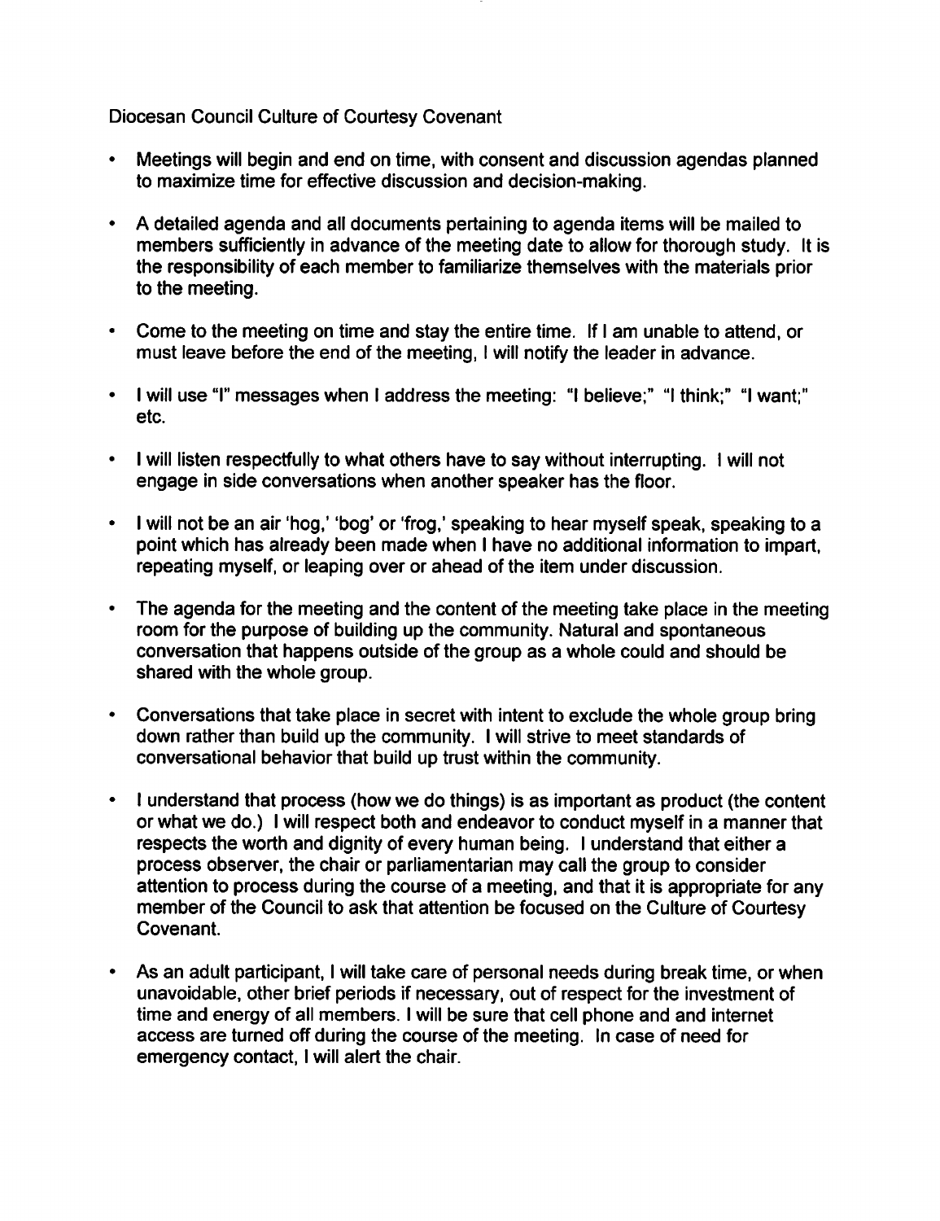Diocesan Council Culture of Courtesy Covenant

- Meetings will begin and end on time, with consent and discussion agendas planned to maximize time for effective discussion and decision-making.
- A detailed agenda and all documents pertaining to agenda items will be mailed to members sufficiently in advance of the meeting date to allow for thorough study. It is the responsibility of each member to familiarize themselves with the materials prior to the meeting.
- Come to the meeting on time and stay the entire time. If I am unable to attend, or must leave before the end of the meeting, I will notify the leader in advance.
- I will use "I" messages when I address the meeting: "I believe;" "I think;" "I want;" etc.
- I will listen respectfully to what others have to say without interrupting. I will not engage in side conversations when another speaker has the floor.
- I will not be an air 'hog,' 'bog' or 'frog,' speaking to hear myself speak, speaking to a point which has already been made when I have no additional information to impart, repeating myself, or leaping over or ahead of the item under discussion.
- The agenda for the meeting and the content of the meeting take place in the meeting room for the purpose of building up the community. Natural and spontaneous conversation that happens outside of the group as a whole could and should be shared with the whole group.
- Conversations that take place in secret with intent to exclude the whole group bring down rather than build up the community. I will strive to meet standards of conversational behavior that build up trust within the community.
- I understand that process (how we do things) is as important as product (the content or what we do.) I will respect both and endeavor to conduct myself in a manner that respects the worth and dignity of every human being. I understand that either a process observer, the chair or parliamentarian may call the group to consider attention to process during the course of a meeting, and that it is appropriate for any member of the Council to ask that attention be focused on the Culture of Courtesy Covenant.
- As an adult participant, I will take care of personal needs during break time, or when unavoidable, other brief periods if necessary, out of respect for the investment of time and energy of all members. I will be sure that cell phone and and internet access are turned off during the course of the meeting. In case of need for emergency contact, I will alert the chair.